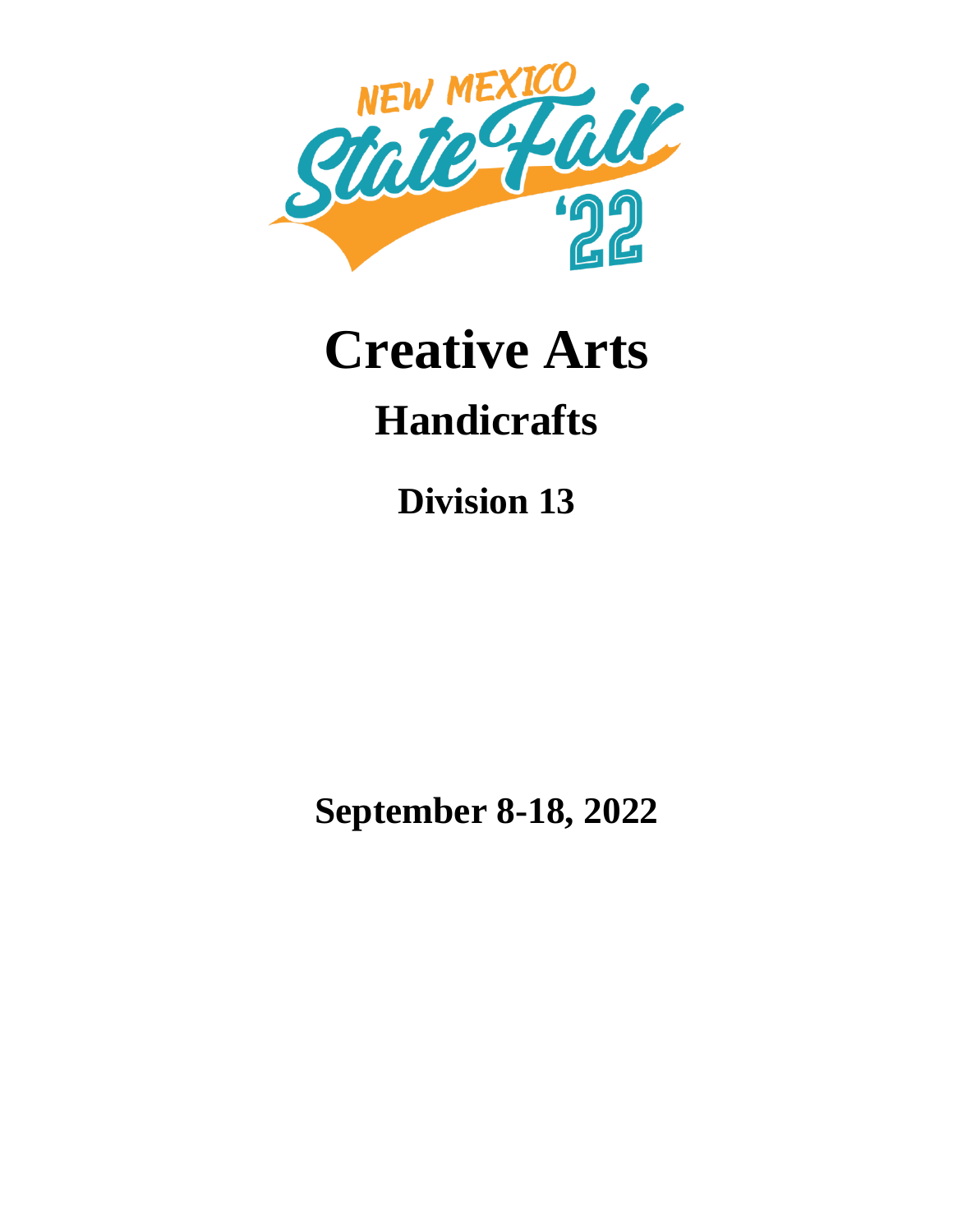NEW MEXICO State Fair '22

# Creative Arts

## Handicrafts

### Division 13

**September 8-18, 2022**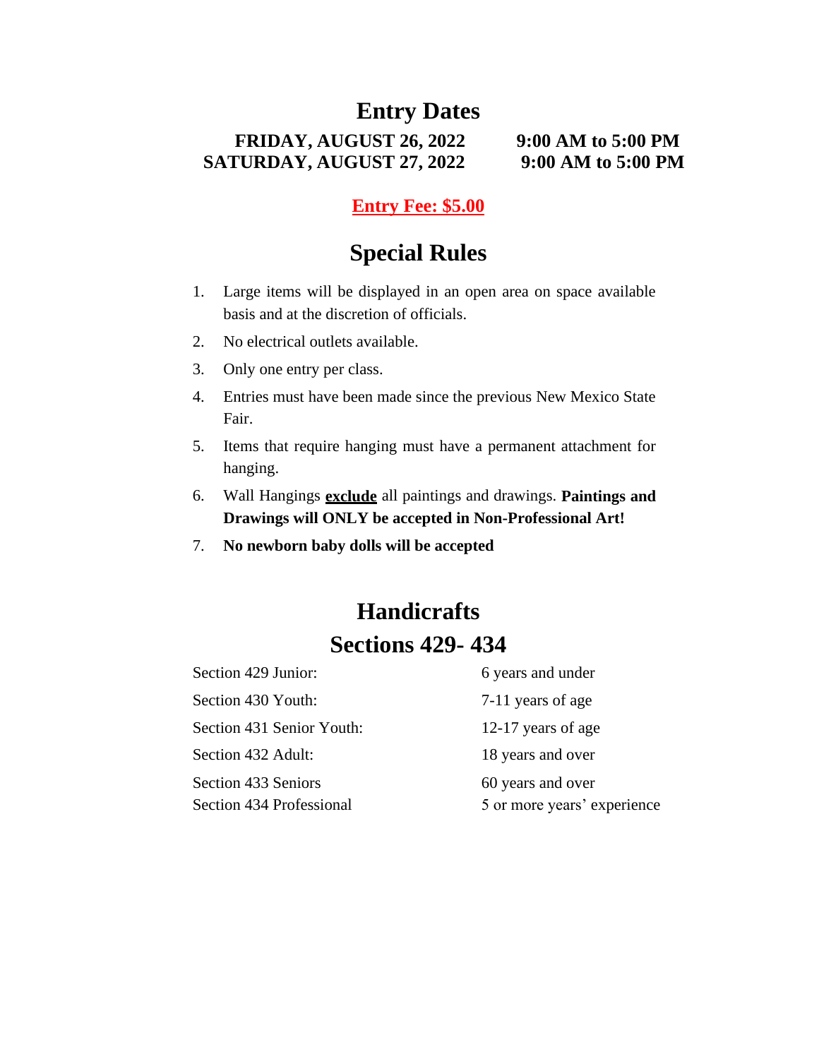# Entry Dates

**FRIDAY, AUGUST 26, 2022 9:00 AM to 5:00 PM**
**SATURDAY, AUGUST 27, 2022 9:00 AM to 5:00 PM**

**Entry Fee: $5.00**

# Special Rules

1. Large items will be displayed in an open area on space available basis and at the discretion of officials.
2. No electrical outlets available.
3. Only one entry per class.
4. Entries must have been made since the previous New Mexico State Fair.
5. Items that require hanging must have a permanent attachment for hanging.
6. Wall Hangings **exclude** all paintings and drawings. **Paintings and Drawings will ONLY be accepted in Non-Professional Art!**
7. **No newborn baby dolls will be accepted**

# Handicrafts
## Sections 429- 434

| Section | Age/Experience |
|---|---|
| Section 429 Junior: | 6 years and under |
| Section 430 Youth: | 7-11 years of age |
| Section 431 Senior Youth: | 12-17 years of age |
| Section 432 Adult: | 18 years and over |
| Section 433 Seniors | 60 years and over |
| Section 434 Professional | 5 or more years' experience |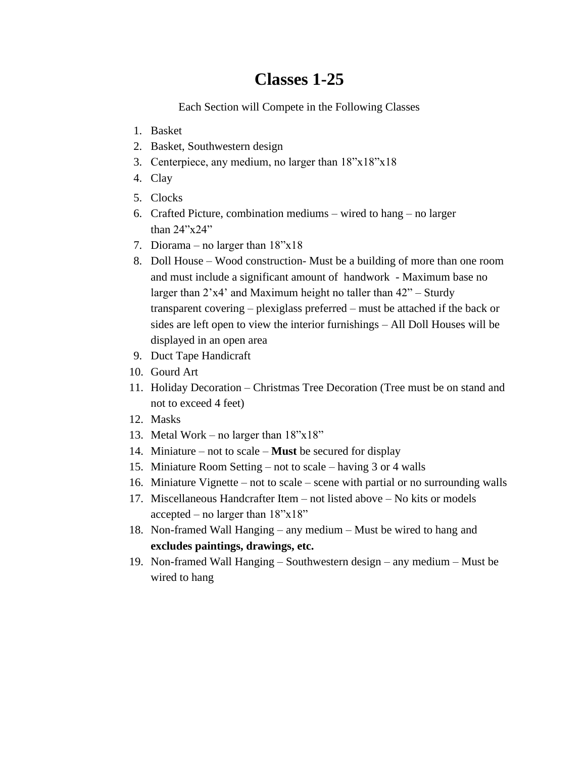# Classes 1-25

Each Section will Compete in the Following Classes

1. Basket
2. Basket, Southwestern design
3. Centerpiece, any medium, no larger than 18”x18”x18
4. Clay
5. Clocks
6. Crafted Picture, combination mediums – wired to hang – no larger than 24”x24”
7. Diorama – no larger than 18”x18
8. Doll House – Wood construction- Must be a building of more than one room and must include a significant amount of handwork - Maximum base no larger than 2’x4’ and Maximum height no taller than 42” – Sturdy transparent covering – plexiglass preferred – must be attached if the back or sides are left open to view the interior furnishings – All Doll Houses will be displayed in an open area
9. Duct Tape Handicraft
10. Gourd Art
11. Holiday Decoration – Christmas Tree Decoration (Tree must be on stand and not to exceed 4 feet)
12. Masks
13. Metal Work – no larger than 18”x18”
14. Miniature – not to scale – **Must** be secured for display
15. Miniature Room Setting – not to scale – having 3 or 4 walls
16. Miniature Vignette – not to scale – scene with partial or no surrounding walls
17. Miscellaneous Handcrafter Item – not listed above – No kits or models accepted – no larger than 18”x18”
18. Non-framed Wall Hanging – any medium – Must be wired to hang and **excludes paintings, drawings, etc.**
19. Non-framed Wall Hanging – Southwestern design – any medium – Must be wired to hang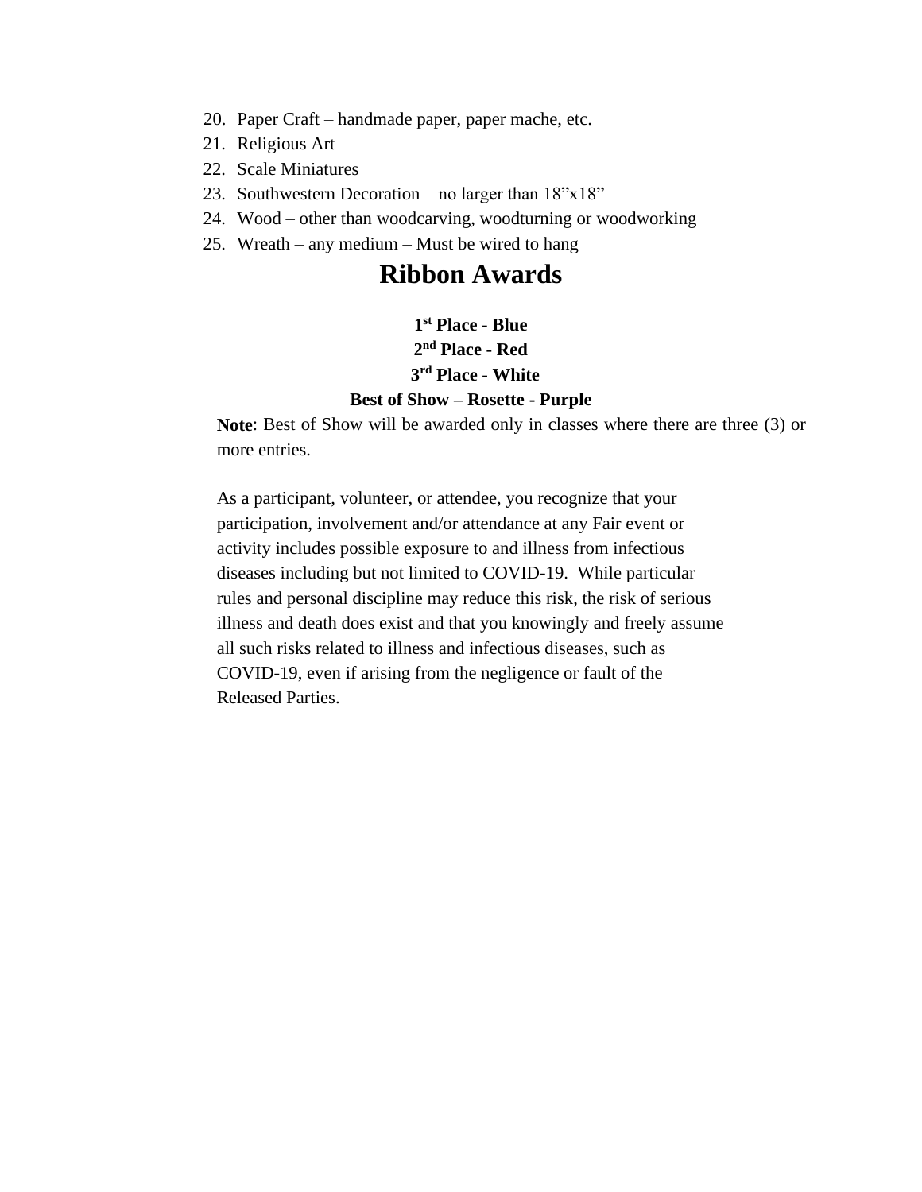20. Paper Craft – handmade paper, paper mache, etc.
21. Religious Art
22. Scale Miniatures
23. Southwestern Decoration – no larger than 18”x18”
24. Wood – other than woodcarving, woodturning or woodworking
25. Wreath – any medium – Must be wired to hang

# Ribbon Awards

**1st Place - Blue**
**2nd Place - Red**
**3rd Place - White**
**Best of Show – Rosette - Purple**

**Note**: Best of Show will be awarded only in classes where there are three (3) or more entries.

As a participant, volunteer, or attendee, you recognize that your participation, involvement and/or attendance at any Fair event or activity includes possible exposure to and illness from infectious diseases including but not limited to COVID-19. While particular rules and personal discipline may reduce this risk, the risk of serious illness and death does exist and that you knowingly and freely assume all such risks related to illness and infectious diseases, such as COVID-19, even if arising from the negligence or fault of the Released Parties.